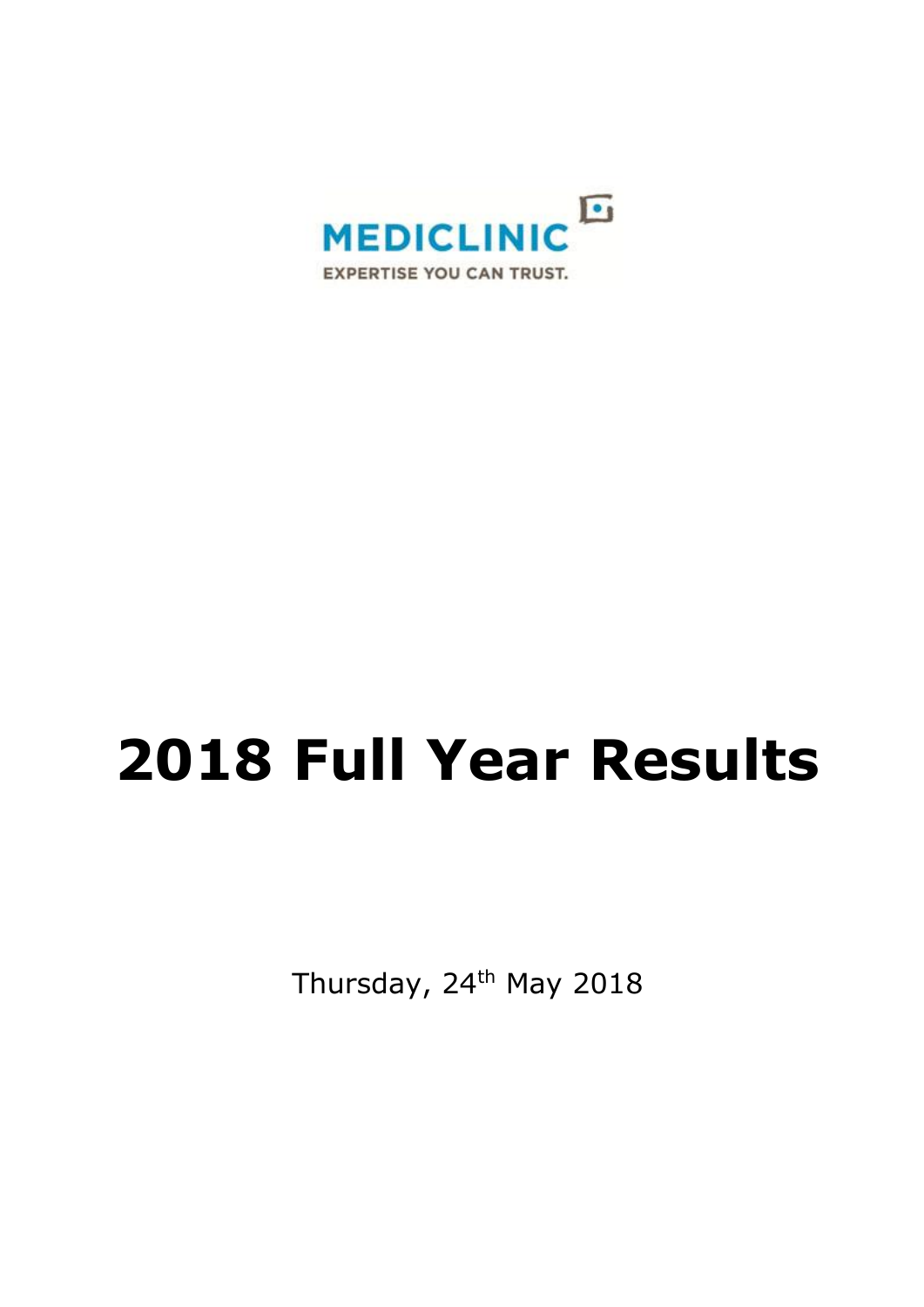MEDICLINIC

EXPERTISE YOU CAN TRUST.

# 2018 Full Year Results

Thursday, 24th May 2018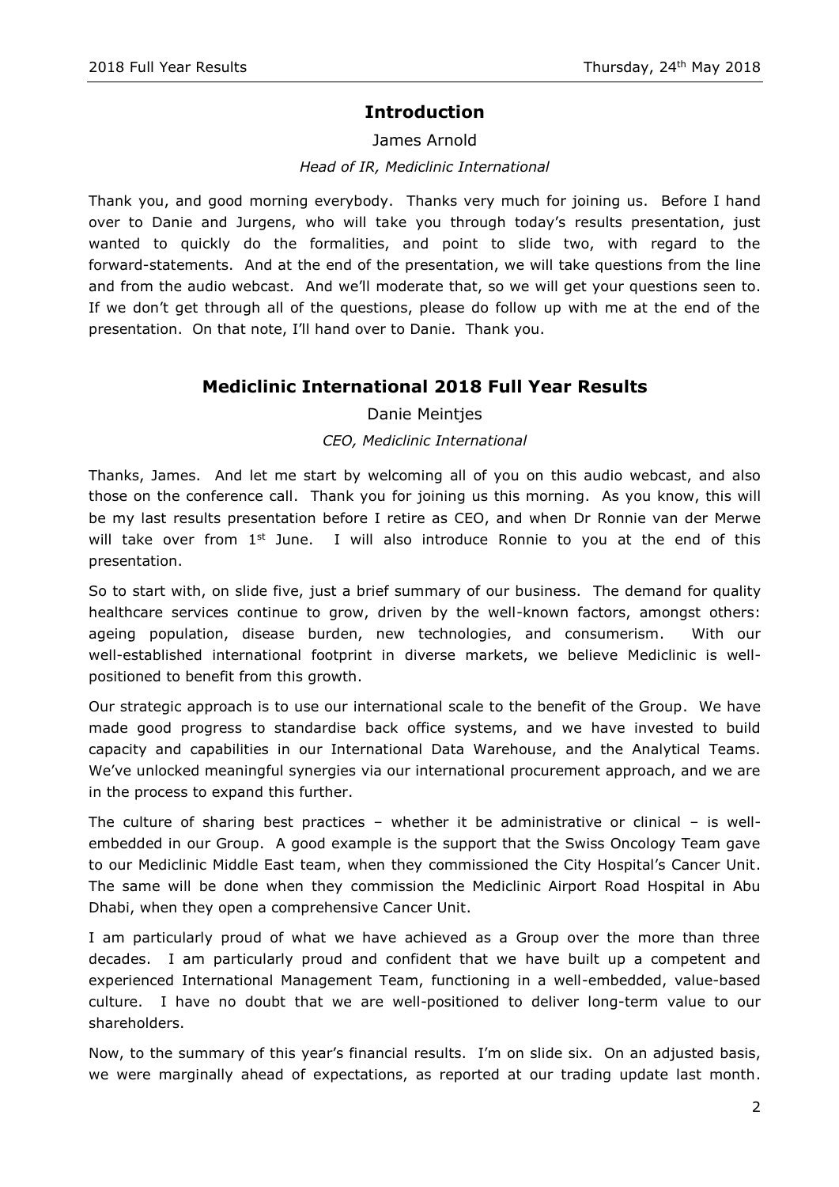## Introduction

James Arnold

*Head of IR, Mediclinic International*

Thank you, and good morning everybody. Thanks very much for joining us. Before I hand over to Danie and Jurgens, who will take you through today's results presentation, just wanted to quickly do the formalities, and point to slide two, with regard to the forward-statements. And at the end of the presentation, we will take questions from the line and from the audio webcast. And we'll moderate that, so we will get your questions seen to. If we don't get through all of the questions, please do follow up with me at the end of the presentation. On that note, I'll hand over to Danie. Thank you.

## Mediclinic International 2018 Full Year Results

Danie Meintjes

*CEO, Mediclinic International*

Thanks, James. And let me start by welcoming all of you on this audio webcast, and also those on the conference call. Thank you for joining us this morning. As you know, this will be my last results presentation before I retire as CEO, and when Dr Ronnie van der Merwe will take over from 1st June. I will also introduce Ronnie to you at the end of this presentation.

So to start with, on slide five, just a brief summary of our business. The demand for quality healthcare services continue to grow, driven by the well-known factors, amongst others: ageing population, disease burden, new technologies, and consumerism. With our well-established international footprint in diverse markets, we believe Mediclinic is well-positioned to benefit from this growth.

Our strategic approach is to use our international scale to the benefit of the Group. We have made good progress to standardise back office systems, and we have invested to build capacity and capabilities in our International Data Warehouse, and the Analytical Teams. We've unlocked meaningful synergies via our international procurement approach, and we are in the process to expand this further.

The culture of sharing best practices – whether it be administrative or clinical – is well-embedded in our Group. A good example is the support that the Swiss Oncology Team gave to our Mediclinic Middle East team, when they commissioned the City Hospital's Cancer Unit. The same will be done when they commission the Mediclinic Airport Road Hospital in Abu Dhabi, when they open a comprehensive Cancer Unit.

I am particularly proud of what we have achieved as a Group over the more than three decades. I am particularly proud and confident that we have built up a competent and experienced International Management Team, functioning in a well-embedded, value-based culture. I have no doubt that we are well-positioned to deliver long-term value to our shareholders.

Now, to the summary of this year's financial results. I'm on slide six. On an adjusted basis, we were marginally ahead of expectations, as reported at our trading update last month.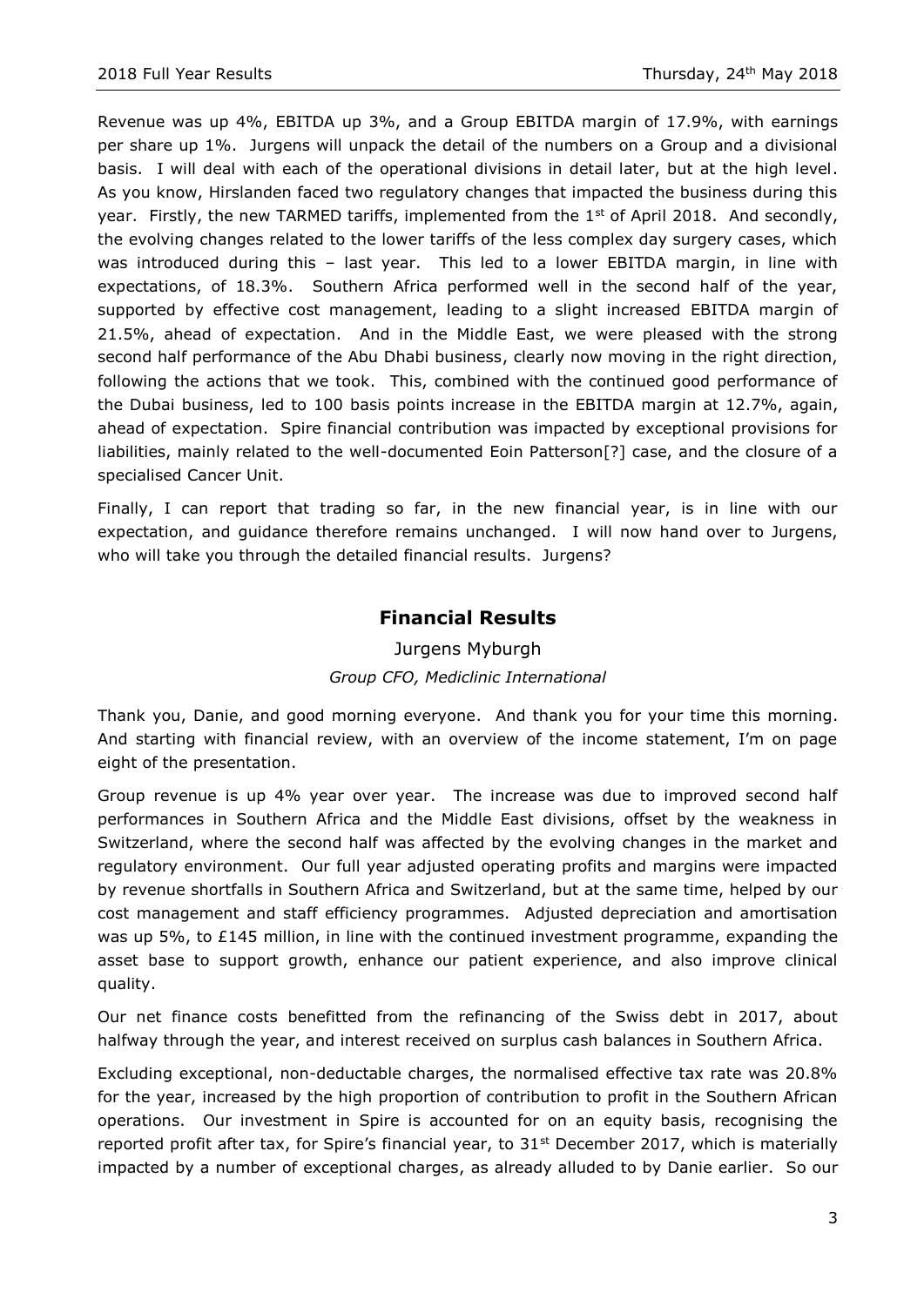Revenue was up 4%, EBITDA up 3%, and a Group EBITDA margin of 17.9%, with earnings per share up 1%. Jurgens will unpack the detail of the numbers on a Group and a divisional basis. I will deal with each of the operational divisions in detail later, but at the high level. As you know, Hirslanden faced two regulatory changes that impacted the business during this year. Firstly, the new TARMED tariffs, implemented from the 1st of April 2018. And secondly, the evolving changes related to the lower tariffs of the less complex day surgery cases, which was introduced during this – last year. This led to a lower EBITDA margin, in line with expectations, of 18.3%. Southern Africa performed well in the second half of the year, supported by effective cost management, leading to a slight increased EBITDA margin of 21.5%, ahead of expectation. And in the Middle East, we were pleased with the strong second half performance of the Abu Dhabi business, clearly now moving in the right direction, following the actions that we took. This, combined with the continued good performance of the Dubai business, led to 100 basis points increase in the EBITDA margin at 12.7%, again, ahead of expectation. Spire financial contribution was impacted by exceptional provisions for liabilities, mainly related to the well-documented Eoin Patterson[?] case, and the closure of a specialised Cancer Unit.

Finally, I can report that trading so far, in the new financial year, is in line with our expectation, and guidance therefore remains unchanged. I will now hand over to Jurgens, who will take you through the detailed financial results. Jurgens?

## Financial Results

Jurgens Myburgh

*Group CFO, Mediclinic International*

Thank you, Danie, and good morning everyone. And thank you for your time this morning. And starting with financial review, with an overview of the income statement, I'm on page eight of the presentation.

Group revenue is up 4% year over year. The increase was due to improved second half performances in Southern Africa and the Middle East divisions, offset by the weakness in Switzerland, where the second half was affected by the evolving changes in the market and regulatory environment. Our full year adjusted operating profits and margins were impacted by revenue shortfalls in Southern Africa and Switzerland, but at the same time, helped by our cost management and staff efficiency programmes. Adjusted depreciation and amortisation was up 5%, to £145 million, in line with the continued investment programme, expanding the asset base to support growth, enhance our patient experience, and also improve clinical quality.

Our net finance costs benefitted from the refinancing of the Swiss debt in 2017, about halfway through the year, and interest received on surplus cash balances in Southern Africa.

Excluding exceptional, non-deductable charges, the normalised effective tax rate was 20.8% for the year, increased by the high proportion of contribution to profit in the Southern African operations. Our investment in Spire is accounted for on an equity basis, recognising the reported profit after tax, for Spire's financial year, to 31st December 2017, which is materially impacted by a number of exceptional charges, as already alluded to by Danie earlier. So our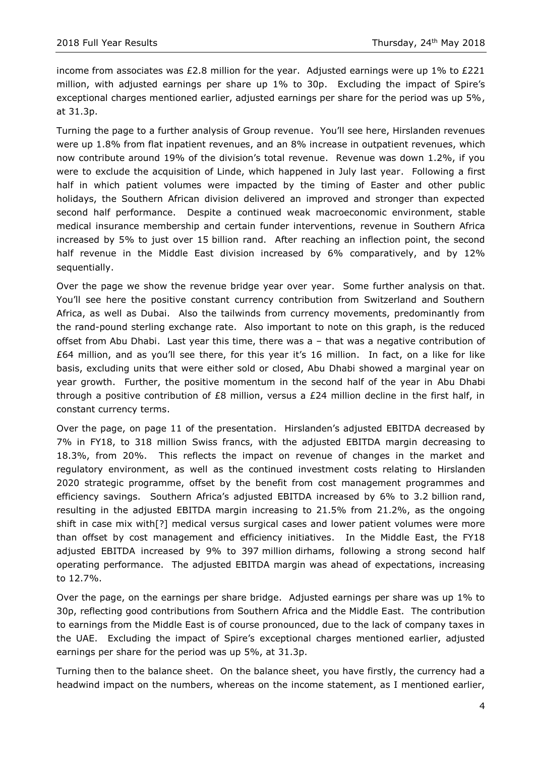income from associates was £2.8 million for the year. Adjusted earnings were up 1% to £221 million, with adjusted earnings per share up 1% to 30p. Excluding the impact of Spire's exceptional charges mentioned earlier, adjusted earnings per share for the period was up 5%, at 31.3p.

Turning the page to a further analysis of Group revenue. You'll see here, Hirslanden revenues were up 1.8% from flat inpatient revenues, and an 8% increase in outpatient revenues, which now contribute around 19% of the division's total revenue. Revenue was down 1.2%, if you were to exclude the acquisition of Linde, which happened in July last year. Following a first half in which patient volumes were impacted by the timing of Easter and other public holidays, the Southern African division delivered an improved and stronger than expected second half performance. Despite a continued weak macroeconomic environment, stable medical insurance membership and certain funder interventions, revenue in Southern Africa increased by 5% to just over 15 billion rand. After reaching an inflection point, the second half revenue in the Middle East division increased by 6% comparatively, and by 12% sequentially.

Over the page we show the revenue bridge year over year. Some further analysis on that. You'll see here the positive constant currency contribution from Switzerland and Southern Africa, as well as Dubai. Also the tailwinds from currency movements, predominantly from the rand-pound sterling exchange rate. Also important to note on this graph, is the reduced offset from Abu Dhabi. Last year this time, there was a – that was a negative contribution of £64 million, and as you'll see there, for this year it's 16 million. In fact, on a like for like basis, excluding units that were either sold or closed, Abu Dhabi showed a marginal year on year growth. Further, the positive momentum in the second half of the year in Abu Dhabi through a positive contribution of £8 million, versus a £24 million decline in the first half, in constant currency terms.

Over the page, on page 11 of the presentation. Hirslanden's adjusted EBITDA decreased by 7% in FY18, to 318 million Swiss francs, with the adjusted EBITDA margin decreasing to 18.3%, from 20%. This reflects the impact on revenue of changes in the market and regulatory environment, as well as the continued investment costs relating to Hirslanden 2020 strategic programme, offset by the benefit from cost management programmes and efficiency savings. Southern Africa's adjusted EBITDA increased by 6% to 3.2 billion rand, resulting in the adjusted EBITDA margin increasing to 21.5% from 21.2%, as the ongoing shift in case mix with[?] medical versus surgical cases and lower patient volumes were more than offset by cost management and efficiency initiatives. In the Middle East, the FY18 adjusted EBITDA increased by 9% to 397 million dirhams, following a strong second half operating performance. The adjusted EBITDA margin was ahead of expectations, increasing to 12.7%.

Over the page, on the earnings per share bridge. Adjusted earnings per share was up 1% to 30p, reflecting good contributions from Southern Africa and the Middle East. The contribution to earnings from the Middle East is of course pronounced, due to the lack of company taxes in the UAE. Excluding the impact of Spire's exceptional charges mentioned earlier, adjusted earnings per share for the period was up 5%, at 31.3p.

Turning then to the balance sheet. On the balance sheet, you have firstly, the currency had a headwind impact on the numbers, whereas on the income statement, as I mentioned earlier,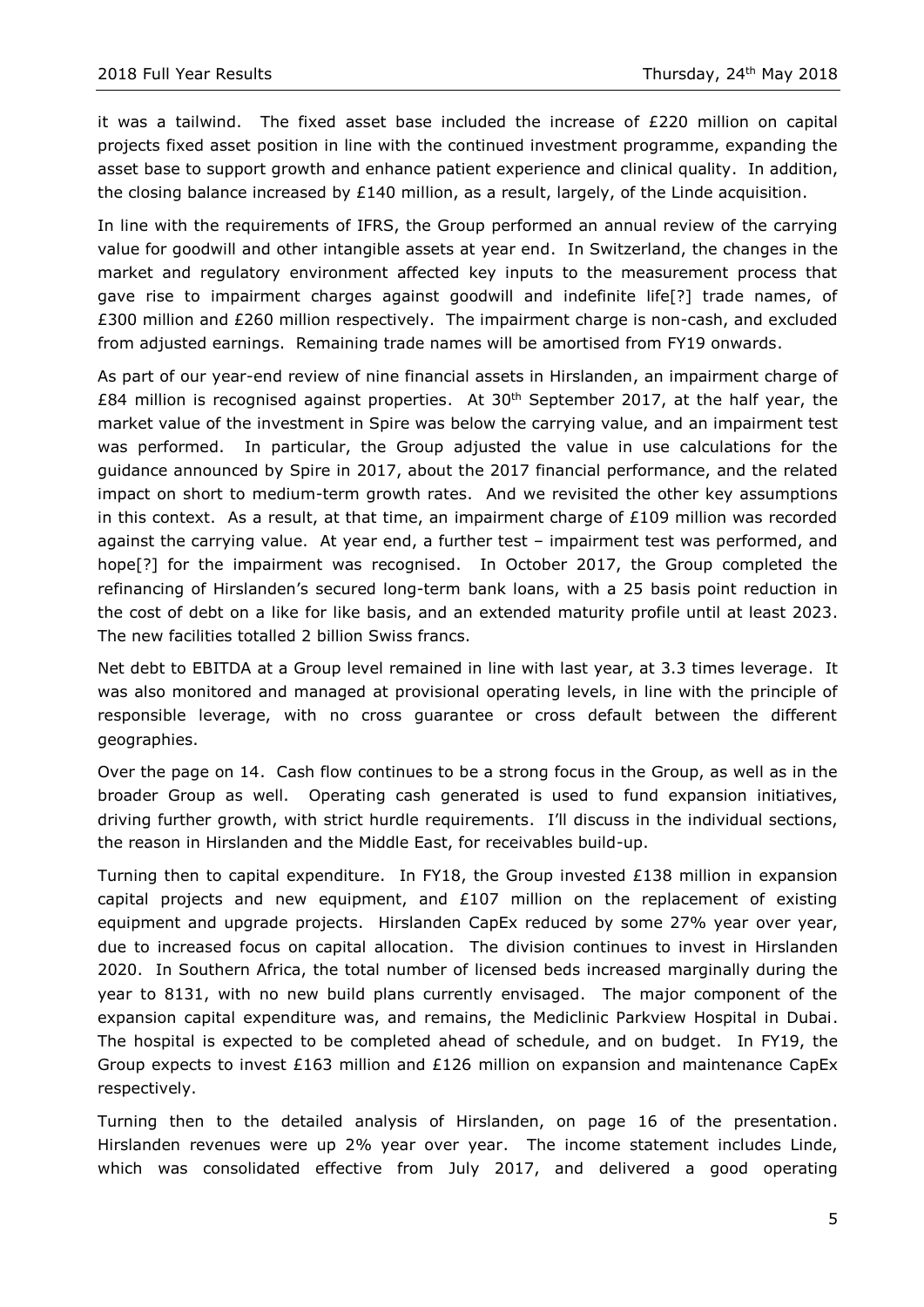it was a tailwind. The fixed asset base included the increase of £220 million on capital projects fixed asset position in line with the continued investment programme, expanding the asset base to support growth and enhance patient experience and clinical quality. In addition, the closing balance increased by £140 million, as a result, largely, of the Linde acquisition.

In line with the requirements of IFRS, the Group performed an annual review of the carrying value for goodwill and other intangible assets at year end. In Switzerland, the changes in the market and regulatory environment affected key inputs to the measurement process that gave rise to impairment charges against goodwill and indefinite life[?] trade names, of £300 million and £260 million respectively. The impairment charge is non-cash, and excluded from adjusted earnings. Remaining trade names will be amortised from FY19 onwards.

As part of our year-end review of nine financial assets in Hirslanden, an impairment charge of £84 million is recognised against properties. At 30th September 2017, at the half year, the market value of the investment in Spire was below the carrying value, and an impairment test was performed. In particular, the Group adjusted the value in use calculations for the guidance announced by Spire in 2017, about the 2017 financial performance, and the related impact on short to medium-term growth rates. And we revisited the other key assumptions in this context. As a result, at that time, an impairment charge of £109 million was recorded against the carrying value. At year end, a further test – impairment test was performed, and hope[?] for the impairment was recognised. In October 2017, the Group completed the refinancing of Hirslanden's secured long-term bank loans, with a 25 basis point reduction in the cost of debt on a like for like basis, and an extended maturity profile until at least 2023. The new facilities totalled 2 billion Swiss francs.

Net debt to EBITDA at a Group level remained in line with last year, at 3.3 times leverage. It was also monitored and managed at provisional operating levels, in line with the principle of responsible leverage, with no cross guarantee or cross default between the different geographies.

Over the page on 14. Cash flow continues to be a strong focus in the Group, as well as in the broader Group as well. Operating cash generated is used to fund expansion initiatives, driving further growth, with strict hurdle requirements. I'll discuss in the individual sections, the reason in Hirslanden and the Middle East, for receivables build-up.

Turning then to capital expenditure. In FY18, the Group invested £138 million in expansion capital projects and new equipment, and £107 million on the replacement of existing equipment and upgrade projects. Hirslanden CapEx reduced by some 27% year over year, due to increased focus on capital allocation. The division continues to invest in Hirslanden 2020. In Southern Africa, the total number of licensed beds increased marginally during the year to 8131, with no new build plans currently envisaged. The major component of the expansion capital expenditure was, and remains, the Mediclinic Parkview Hospital in Dubai. The hospital is expected to be completed ahead of schedule, and on budget. In FY19, the Group expects to invest £163 million and £126 million on expansion and maintenance CapEx respectively.

Turning then to the detailed analysis of Hirslanden, on page 16 of the presentation. Hirslanden revenues were up 2% year over year. The income statement includes Linde, which was consolidated effective from July 2017, and delivered a good operating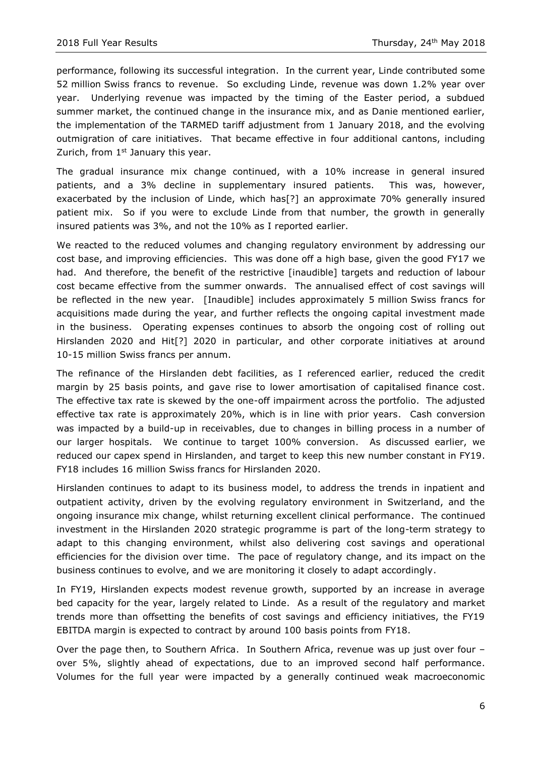performance, following its successful integration. In the current year, Linde contributed some 52 million Swiss francs to revenue. So excluding Linde, revenue was down 1.2% year over year. Underlying revenue was impacted by the timing of the Easter period, a subdued summer market, the continued change in the insurance mix, and as Danie mentioned earlier, the implementation of the TARMED tariff adjustment from 1 January 2018, and the evolving outmigration of care initiatives. That became effective in four additional cantons, including Zurich, from 1st January this year.

The gradual insurance mix change continued, with a 10% increase in general insured patients, and a 3% decline in supplementary insured patients. This was, however, exacerbated by the inclusion of Linde, which has[?] an approximate 70% generally insured patient mix. So if you were to exclude Linde from that number, the growth in generally insured patients was 3%, and not the 10% as I reported earlier.

We reacted to the reduced volumes and changing regulatory environment by addressing our cost base, and improving efficiencies. This was done off a high base, given the good FY17 we had. And therefore, the benefit of the restrictive [inaudible] targets and reduction of labour cost became effective from the summer onwards. The annualised effect of cost savings will be reflected in the new year. [Inaudible] includes approximately 5 million Swiss francs for acquisitions made during the year, and further reflects the ongoing capital investment made in the business. Operating expenses continues to absorb the ongoing cost of rolling out Hirslanden 2020 and Hit[?] 2020 in particular, and other corporate initiatives at around 10-15 million Swiss francs per annum.

The refinance of the Hirslanden debt facilities, as I referenced earlier, reduced the credit margin by 25 basis points, and gave rise to lower amortisation of capitalised finance cost. The effective tax rate is skewed by the one-off impairment across the portfolio. The adjusted effective tax rate is approximately 20%, which is in line with prior years. Cash conversion was impacted by a build-up in receivables, due to changes in billing process in a number of our larger hospitals. We continue to target 100% conversion. As discussed earlier, we reduced our capex spend in Hirslanden, and target to keep this new number constant in FY19. FY18 includes 16 million Swiss francs for Hirslanden 2020.

Hirslanden continues to adapt to its business model, to address the trends in inpatient and outpatient activity, driven by the evolving regulatory environment in Switzerland, and the ongoing insurance mix change, whilst returning excellent clinical performance. The continued investment in the Hirslanden 2020 strategic programme is part of the long-term strategy to adapt to this changing environment, whilst also delivering cost savings and operational efficiencies for the division over time. The pace of regulatory change, and its impact on the business continues to evolve, and we are monitoring it closely to adapt accordingly.

In FY19, Hirslanden expects modest revenue growth, supported by an increase in average bed capacity for the year, largely related to Linde. As a result of the regulatory and market trends more than offsetting the benefits of cost savings and efficiency initiatives, the FY19 EBITDA margin is expected to contract by around 100 basis points from FY18.

Over the page then, to Southern Africa. In Southern Africa, revenue was up just over four – over 5%, slightly ahead of expectations, due to an improved second half performance. Volumes for the full year were impacted by a generally continued weak macroeconomic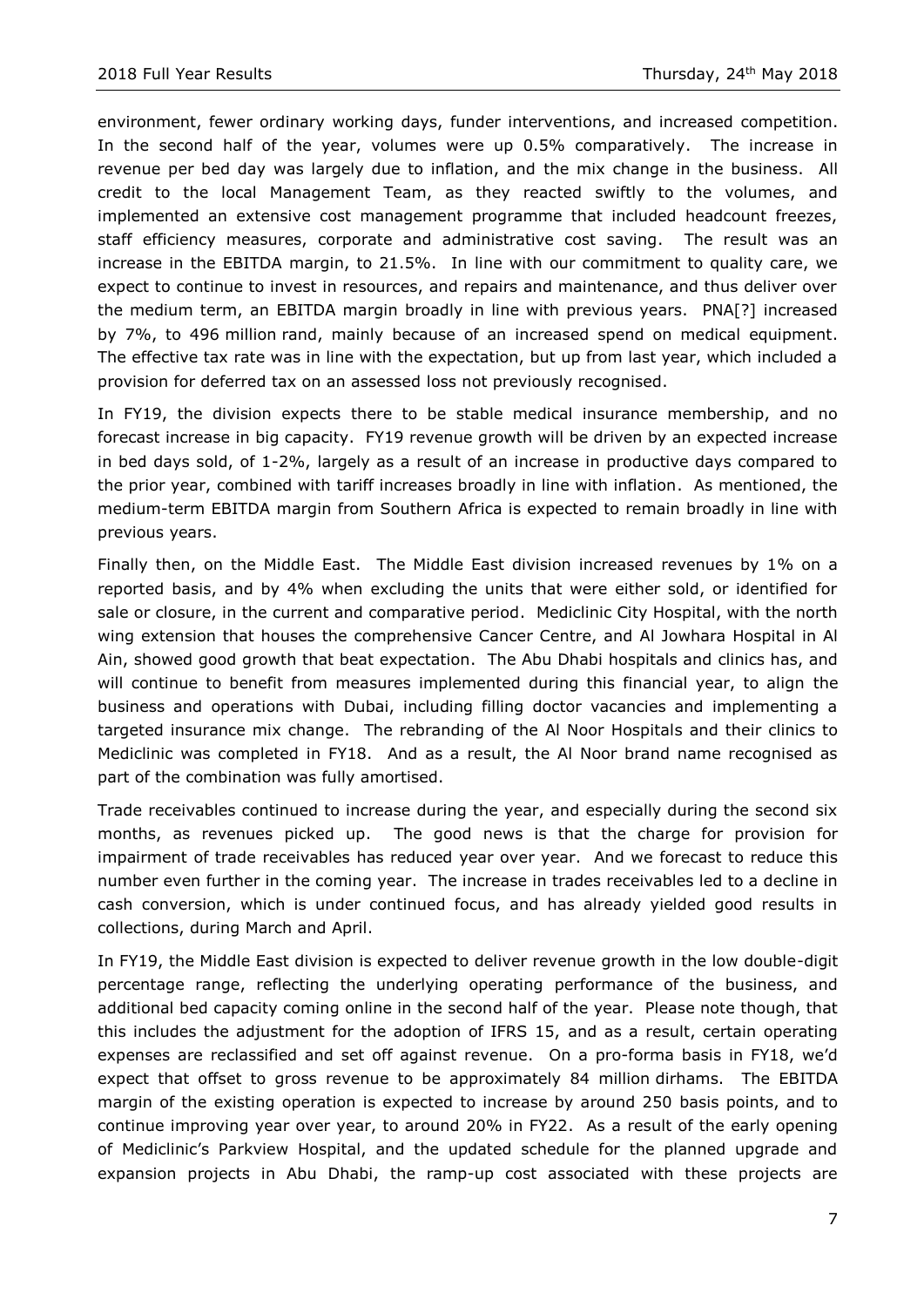environment, fewer ordinary working days, funder interventions, and increased competition. In the second half of the year, volumes were up 0.5% comparatively. The increase in revenue per bed day was largely due to inflation, and the mix change in the business. All credit to the local Management Team, as they reacted swiftly to the volumes, and implemented an extensive cost management programme that included headcount freezes, staff efficiency measures, corporate and administrative cost saving. The result was an increase in the EBITDA margin, to 21.5%. In line with our commitment to quality care, we expect to continue to invest in resources, and repairs and maintenance, and thus deliver over the medium term, an EBITDA margin broadly in line with previous years. PNA[?] increased by 7%, to 496 million rand, mainly because of an increased spend on medical equipment. The effective tax rate was in line with the expectation, but up from last year, which included a provision for deferred tax on an assessed loss not previously recognised.

In FY19, the division expects there to be stable medical insurance membership, and no forecast increase in big capacity. FY19 revenue growth will be driven by an expected increase in bed days sold, of 1-2%, largely as a result of an increase in productive days compared to the prior year, combined with tariff increases broadly in line with inflation. As mentioned, the medium-term EBITDA margin from Southern Africa is expected to remain broadly in line with previous years.

Finally then, on the Middle East. The Middle East division increased revenues by 1% on a reported basis, and by 4% when excluding the units that were either sold, or identified for sale or closure, in the current and comparative period. Mediclinic City Hospital, with the north wing extension that houses the comprehensive Cancer Centre, and Al Jowhara Hospital in Al Ain, showed good growth that beat expectation. The Abu Dhabi hospitals and clinics has, and will continue to benefit from measures implemented during this financial year, to align the business and operations with Dubai, including filling doctor vacancies and implementing a targeted insurance mix change. The rebranding of the Al Noor Hospitals and their clinics to Mediclinic was completed in FY18. And as a result, the Al Noor brand name recognised as part of the combination was fully amortised.

Trade receivables continued to increase during the year, and especially during the second six months, as revenues picked up. The good news is that the charge for provision for impairment of trade receivables has reduced year over year. And we forecast to reduce this number even further in the coming year. The increase in trades receivables led to a decline in cash conversion, which is under continued focus, and has already yielded good results in collections, during March and April.

In FY19, the Middle East division is expected to deliver revenue growth in the low double-digit percentage range, reflecting the underlying operating performance of the business, and additional bed capacity coming online in the second half of the year. Please note though, that this includes the adjustment for the adoption of IFRS 15, and as a result, certain operating expenses are reclassified and set off against revenue. On a pro-forma basis in FY18, we'd expect that offset to gross revenue to be approximately 84 million dirhams. The EBITDA margin of the existing operation is expected to increase by around 250 basis points, and to continue improving year over year, to around 20% in FY22. As a result of the early opening of Mediclinic's Parkview Hospital, and the updated schedule for the planned upgrade and expansion projects in Abu Dhabi, the ramp-up cost associated with these projects are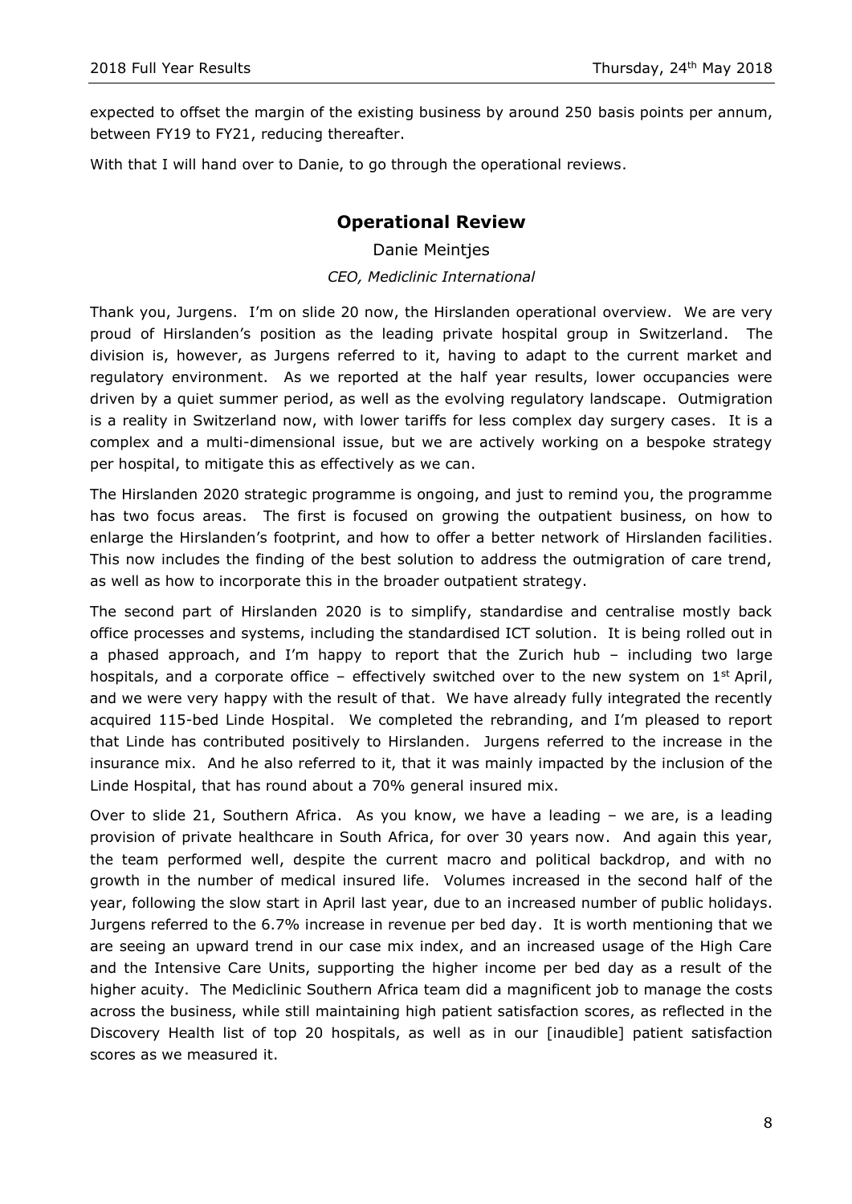expected to offset the margin of the existing business by around 250 basis points per annum, between FY19 to FY21, reducing thereafter.

With that I will hand over to Danie, to go through the operational reviews.

## Operational Review

Danie Meintjes

*CEO, Mediclinic International*

Thank you, Jurgens. I'm on slide 20 now, the Hirslanden operational overview. We are very proud of Hirslanden's position as the leading private hospital group in Switzerland. The division is, however, as Jurgens referred to it, having to adapt to the current market and regulatory environment. As we reported at the half year results, lower occupancies were driven by a quiet summer period, as well as the evolving regulatory landscape. Outmigration is a reality in Switzerland now, with lower tariffs for less complex day surgery cases. It is a complex and a multi-dimensional issue, but we are actively working on a bespoke strategy per hospital, to mitigate this as effectively as we can.

The Hirslanden 2020 strategic programme is ongoing, and just to remind you, the programme has two focus areas. The first is focused on growing the outpatient business, on how to enlarge the Hirslanden's footprint, and how to offer a better network of Hirslanden facilities. This now includes the finding of the best solution to address the outmigration of care trend, as well as how to incorporate this in the broader outpatient strategy.

The second part of Hirslanden 2020 is to simplify, standardise and centralise mostly back office processes and systems, including the standardised ICT solution. It is being rolled out in a phased approach, and I'm happy to report that the Zurich hub – including two large hospitals, and a corporate office – effectively switched over to the new system on 1st April, and we were very happy with the result of that. We have already fully integrated the recently acquired 115-bed Linde Hospital. We completed the rebranding, and I'm pleased to report that Linde has contributed positively to Hirslanden. Jurgens referred to the increase in the insurance mix. And he also referred to it, that it was mainly impacted by the inclusion of the Linde Hospital, that has round about a 70% general insured mix.

Over to slide 21, Southern Africa. As you know, we have a leading – we are, is a leading provision of private healthcare in South Africa, for over 30 years now. And again this year, the team performed well, despite the current macro and political backdrop, and with no growth in the number of medical insured life. Volumes increased in the second half of the year, following the slow start in April last year, due to an increased number of public holidays. Jurgens referred to the 6.7% increase in revenue per bed day. It is worth mentioning that we are seeing an upward trend in our case mix index, and an increased usage of the High Care and the Intensive Care Units, supporting the higher income per bed day as a result of the higher acuity. The Mediclinic Southern Africa team did a magnificent job to manage the costs across the business, while still maintaining high patient satisfaction scores, as reflected in the Discovery Health list of top 20 hospitals, as well as in our [inaudible] patient satisfaction scores as we measured it.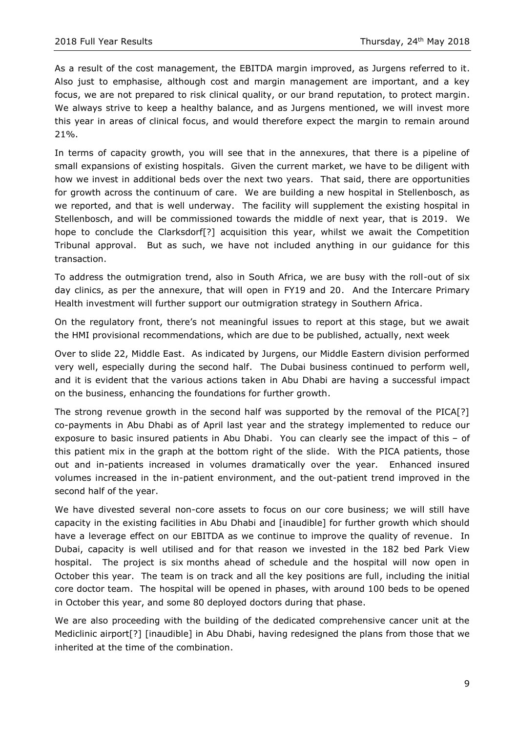As a result of the cost management, the EBITDA margin improved, as Jurgens referred to it. Also just to emphasise, although cost and margin management are important, and a key focus, we are not prepared to risk clinical quality, or our brand reputation, to protect margin. We always strive to keep a healthy balance, and as Jurgens mentioned, we will invest more this year in areas of clinical focus, and would therefore expect the margin to remain around 21%.

In terms of capacity growth, you will see that in the annexures, that there is a pipeline of small expansions of existing hospitals. Given the current market, we have to be diligent with how we invest in additional beds over the next two years. That said, there are opportunities for growth across the continuum of care. We are building a new hospital in Stellenbosch, as we reported, and that is well underway. The facility will supplement the existing hospital in Stellenbosch, and will be commissioned towards the middle of next year, that is 2019. We hope to conclude the Clarksdorf[?] acquisition this year, whilst we await the Competition Tribunal approval. But as such, we have not included anything in our guidance for this transaction.

To address the outmigration trend, also in South Africa, we are busy with the roll-out of six day clinics, as per the annexure, that will open in FY19 and 20. And the Intercare Primary Health investment will further support our outmigration strategy in Southern Africa.

On the regulatory front, there's not meaningful issues to report at this stage, but we await the HMI provisional recommendations, which are due to be published, actually, next week

Over to slide 22, Middle East. As indicated by Jurgens, our Middle Eastern division performed very well, especially during the second half. The Dubai business continued to perform well, and it is evident that the various actions taken in Abu Dhabi are having a successful impact on the business, enhancing the foundations for further growth.

The strong revenue growth in the second half was supported by the removal of the PICA[?] co-payments in Abu Dhabi as of April last year and the strategy implemented to reduce our exposure to basic insured patients in Abu Dhabi. You can clearly see the impact of this – of this patient mix in the graph at the bottom right of the slide. With the PICA patients, those out and in-patients increased in volumes dramatically over the year. Enhanced insured volumes increased in the in-patient environment, and the out-patient trend improved in the second half of the year.

We have divested several non-core assets to focus on our core business; we will still have capacity in the existing facilities in Abu Dhabi and [inaudible] for further growth which should have a leverage effect on our EBITDA as we continue to improve the quality of revenue. In Dubai, capacity is well utilised and for that reason we invested in the 182 bed Park View hospital. The project is six months ahead of schedule and the hospital will now open in October this year. The team is on track and all the key positions are full, including the initial core doctor team. The hospital will be opened in phases, with around 100 beds to be opened in October this year, and some 80 deployed doctors during that phase.

We are also proceeding with the building of the dedicated comprehensive cancer unit at the Mediclinic airport[?] [inaudible] in Abu Dhabi, having redesigned the plans from those that we inherited at the time of the combination.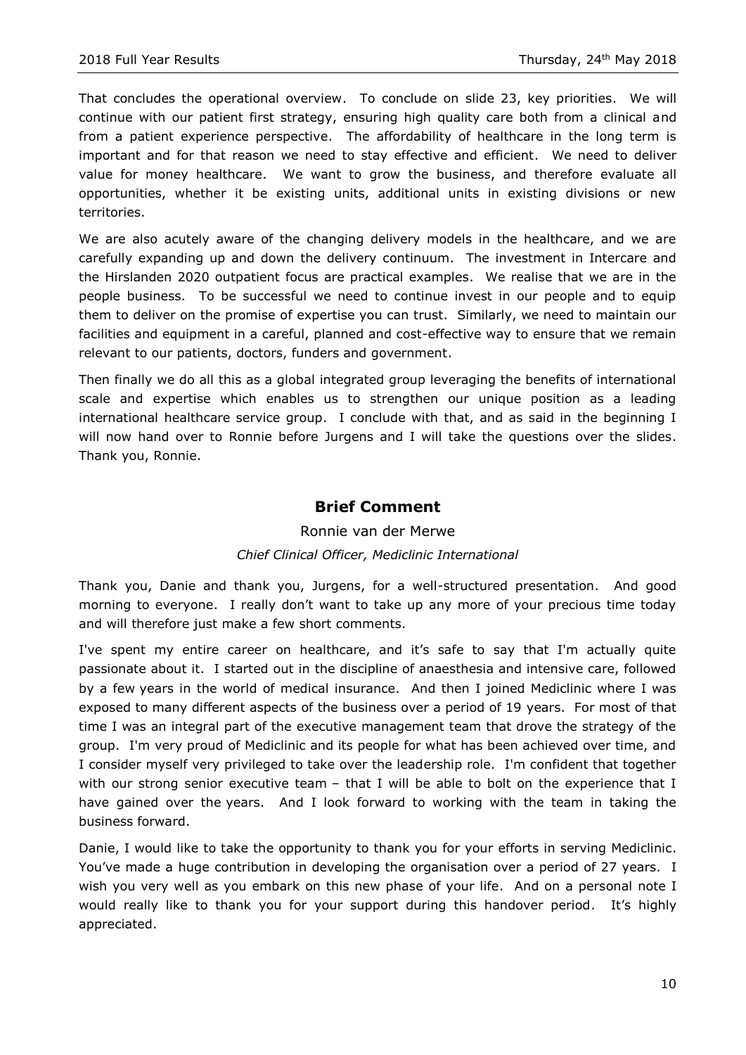That concludes the operational overview. To conclude on slide 23, key priorities. We will continue with our patient first strategy, ensuring high quality care both from a clinical and from a patient experience perspective. The affordability of healthcare in the long term is important and for that reason we need to stay effective and efficient. We need to deliver value for money healthcare. We want to grow the business, and therefore evaluate all opportunities, whether it be existing units, additional units in existing divisions or new territories.

We are also acutely aware of the changing delivery models in the healthcare, and we are carefully expanding up and down the delivery continuum. The investment in Intercare and the Hirslanden 2020 outpatient focus are practical examples. We realise that we are in the people business. To be successful we need to continue invest in our people and to equip them to deliver on the promise of expertise you can trust. Similarly, we need to maintain our facilities and equipment in a careful, planned and cost-effective way to ensure that we remain relevant to our patients, doctors, funders and government.

Then finally we do all this as a global integrated group leveraging the benefits of international scale and expertise which enables us to strengthen our unique position as a leading international healthcare service group. I conclude with that, and as said in the beginning I will now hand over to Ronnie before Jurgens and I will take the questions over the slides. Thank you, Ronnie.

## Brief Comment

Ronnie van der Merwe

*Chief Clinical Officer, Mediclinic International*

Thank you, Danie and thank you, Jurgens, for a well-structured presentation. And good morning to everyone. I really don't want to take up any more of your precious time today and will therefore just make a few short comments.

I've spent my entire career on healthcare, and it's safe to say that I'm actually quite passionate about it. I started out in the discipline of anaesthesia and intensive care, followed by a few years in the world of medical insurance. And then I joined Mediclinic where I was exposed to many different aspects of the business over a period of 19 years. For most of that time I was an integral part of the executive management team that drove the strategy of the group. I'm very proud of Mediclinic and its people for what has been achieved over time, and I consider myself very privileged to take over the leadership role. I'm confident that together with our strong senior executive team – that I will be able to bolt on the experience that I have gained over the years. And I look forward to working with the team in taking the business forward.

Danie, I would like to take the opportunity to thank you for your efforts in serving Mediclinic. You've made a huge contribution in developing the organisation over a period of 27 years. I wish you very well as you embark on this new phase of your life. And on a personal note I would really like to thank you for your support during this handover period. It's highly appreciated.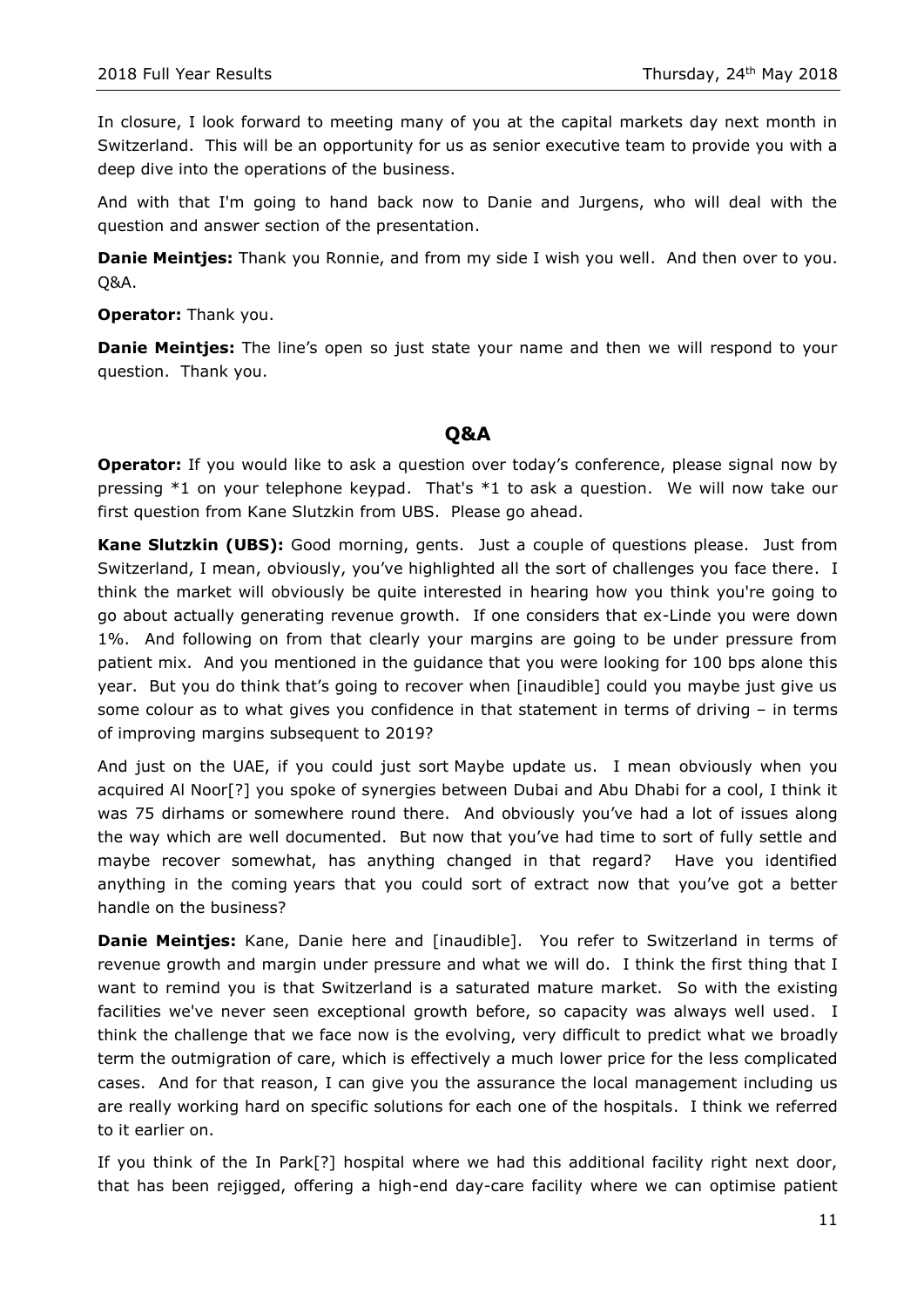In closure, I look forward to meeting many of you at the capital markets day next month in Switzerland. This will be an opportunity for us as senior executive team to provide you with a deep dive into the operations of the business.

And with that I'm going to hand back now to Danie and Jurgens, who will deal with the question and answer section of the presentation.

**Danie Meintjes:** Thank you Ronnie, and from my side I wish you well. And then over to you. Q&A.

**Operator:** Thank you.

**Danie Meintjes:** The line's open so just state your name and then we will respond to your question. Thank you.

## Q&A

**Operator:** If you would like to ask a question over today's conference, please signal now by pressing *1 on your telephone keypad. That's *1 to ask a question. We will now take our first question from Kane Slutzkin from UBS. Please go ahead.

**Kane Slutzkin (UBS):** Good morning, gents. Just a couple of questions please. Just from Switzerland, I mean, obviously, you've highlighted all the sort of challenges you face there. I think the market will obviously be quite interested in hearing how you think you're going to go about actually generating revenue growth. If one considers that ex-Linde you were down 1%. And following on from that clearly your margins are going to be under pressure from patient mix. And you mentioned in the guidance that you were looking for 100 bps alone this year. But you do think that's going to recover when [inaudible] could you maybe just give us some colour as to what gives you confidence in that statement in terms of driving – in terms of improving margins subsequent to 2019?

And just on the UAE, if you could just sort Maybe update us. I mean obviously when you acquired Al Noor[?] you spoke of synergies between Dubai and Abu Dhabi for a cool, I think it was 75 dirhams or somewhere round there. And obviously you've had a lot of issues along the way which are well documented. But now that you've had time to sort of fully settle and maybe recover somewhat, has anything changed in that regard? Have you identified anything in the coming years that you could sort of extract now that you've got a better handle on the business?

**Danie Meintjes:** Kane, Danie here and [inaudible]. You refer to Switzerland in terms of revenue growth and margin under pressure and what we will do. I think the first thing that I want to remind you is that Switzerland is a saturated mature market. So with the existing facilities we've never seen exceptional growth before, so capacity was always well used. I think the challenge that we face now is the evolving, very difficult to predict what we broadly term the outmigration of care, which is effectively a much lower price for the less complicated cases. And for that reason, I can give you the assurance the local management including us are really working hard on specific solutions for each one of the hospitals. I think we referred to it earlier on.

If you think of the In Park[?] hospital where we had this additional facility right next door, that has been rejigged, offering a high-end day-care facility where we can optimise patient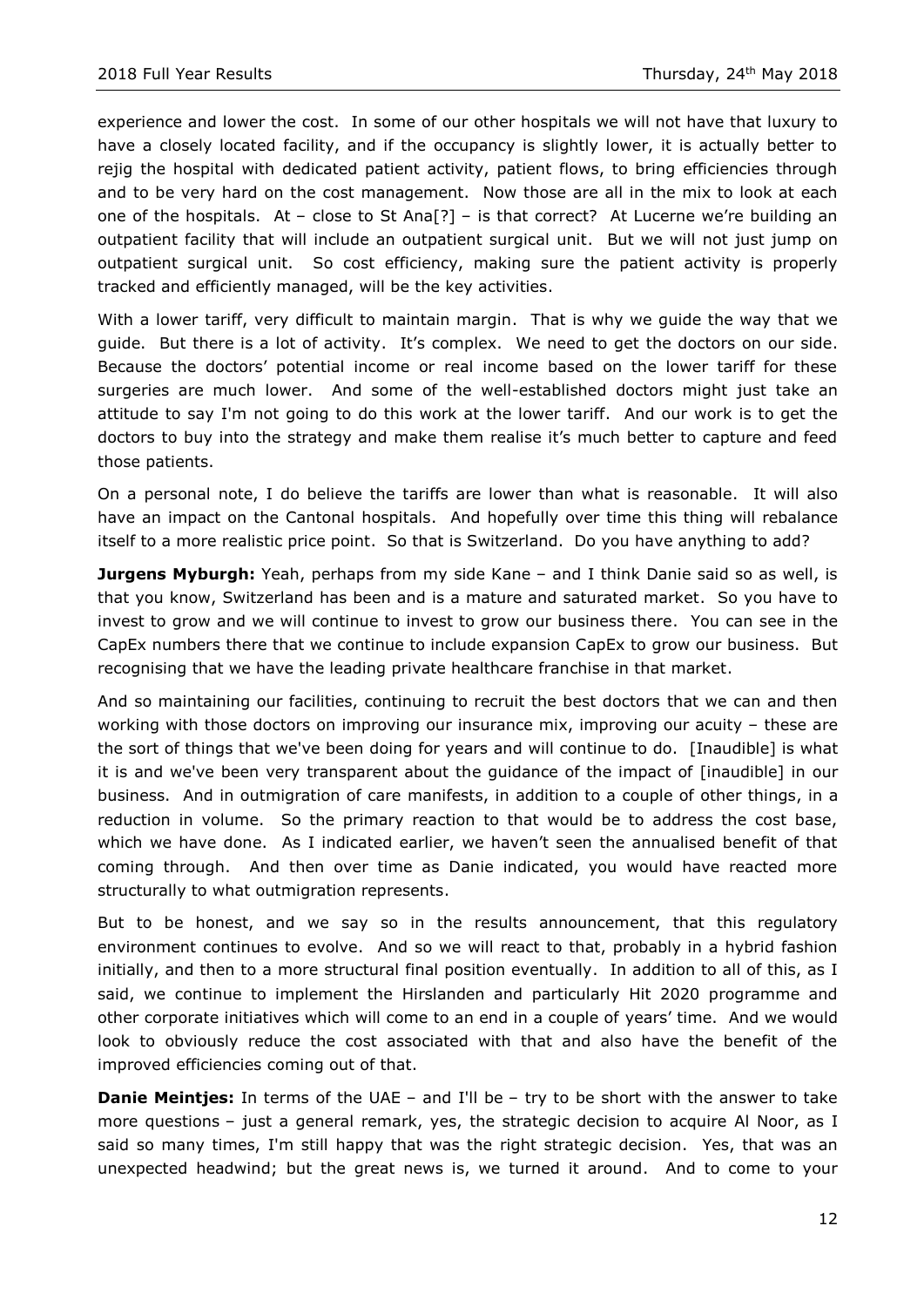experience and lower the cost. In some of our other hospitals we will not have that luxury to have a closely located facility, and if the occupancy is slightly lower, it is actually better to rejig the hospital with dedicated patient activity, patient flows, to bring efficiencies through and to be very hard on the cost management. Now those are all in the mix to look at each one of the hospitals. At – close to St Ana[?] – is that correct? At Lucerne we're building an outpatient facility that will include an outpatient surgical unit. But we will not just jump on outpatient surgical unit. So cost efficiency, making sure the patient activity is properly tracked and efficiently managed, will be the key activities.

With a lower tariff, very difficult to maintain margin. That is why we guide the way that we guide. But there is a lot of activity. It's complex. We need to get the doctors on our side. Because the doctors' potential income or real income based on the lower tariff for these surgeries are much lower. And some of the well-established doctors might just take an attitude to say I'm not going to do this work at the lower tariff. And our work is to get the doctors to buy into the strategy and make them realise it's much better to capture and feed those patients.

On a personal note, I do believe the tariffs are lower than what is reasonable. It will also have an impact on the Cantonal hospitals. And hopefully over time this thing will rebalance itself to a more realistic price point. So that is Switzerland. Do you have anything to add?

**Jurgens Myburgh:** Yeah, perhaps from my side Kane – and I think Danie said so as well, is that you know, Switzerland has been and is a mature and saturated market. So you have to invest to grow and we will continue to invest to grow our business there. You can see in the CapEx numbers there that we continue to include expansion CapEx to grow our business. But recognising that we have the leading private healthcare franchise in that market.

And so maintaining our facilities, continuing to recruit the best doctors that we can and then working with those doctors on improving our insurance mix, improving our acuity – these are the sort of things that we've been doing for years and will continue to do. [Inaudible] is what it is and we've been very transparent about the guidance of the impact of [inaudible] in our business. And in outmigration of care manifests, in addition to a couple of other things, in a reduction in volume. So the primary reaction to that would be to address the cost base, which we have done. As I indicated earlier, we haven't seen the annualised benefit of that coming through. And then over time as Danie indicated, you would have reacted more structurally to what outmigration represents.

But to be honest, and we say so in the results announcement, that this regulatory environment continues to evolve. And so we will react to that, probably in a hybrid fashion initially, and then to a more structural final position eventually. In addition to all of this, as I said, we continue to implement the Hirslanden and particularly Hit 2020 programme and other corporate initiatives which will come to an end in a couple of years' time. And we would look to obviously reduce the cost associated with that and also have the benefit of the improved efficiencies coming out of that.

**Danie Meintjes:** In terms of the UAE – and I'll be – try to be short with the answer to take more questions – just a general remark, yes, the strategic decision to acquire Al Noor, as I said so many times, I'm still happy that was the right strategic decision. Yes, that was an unexpected headwind; but the great news is, we turned it around. And to come to your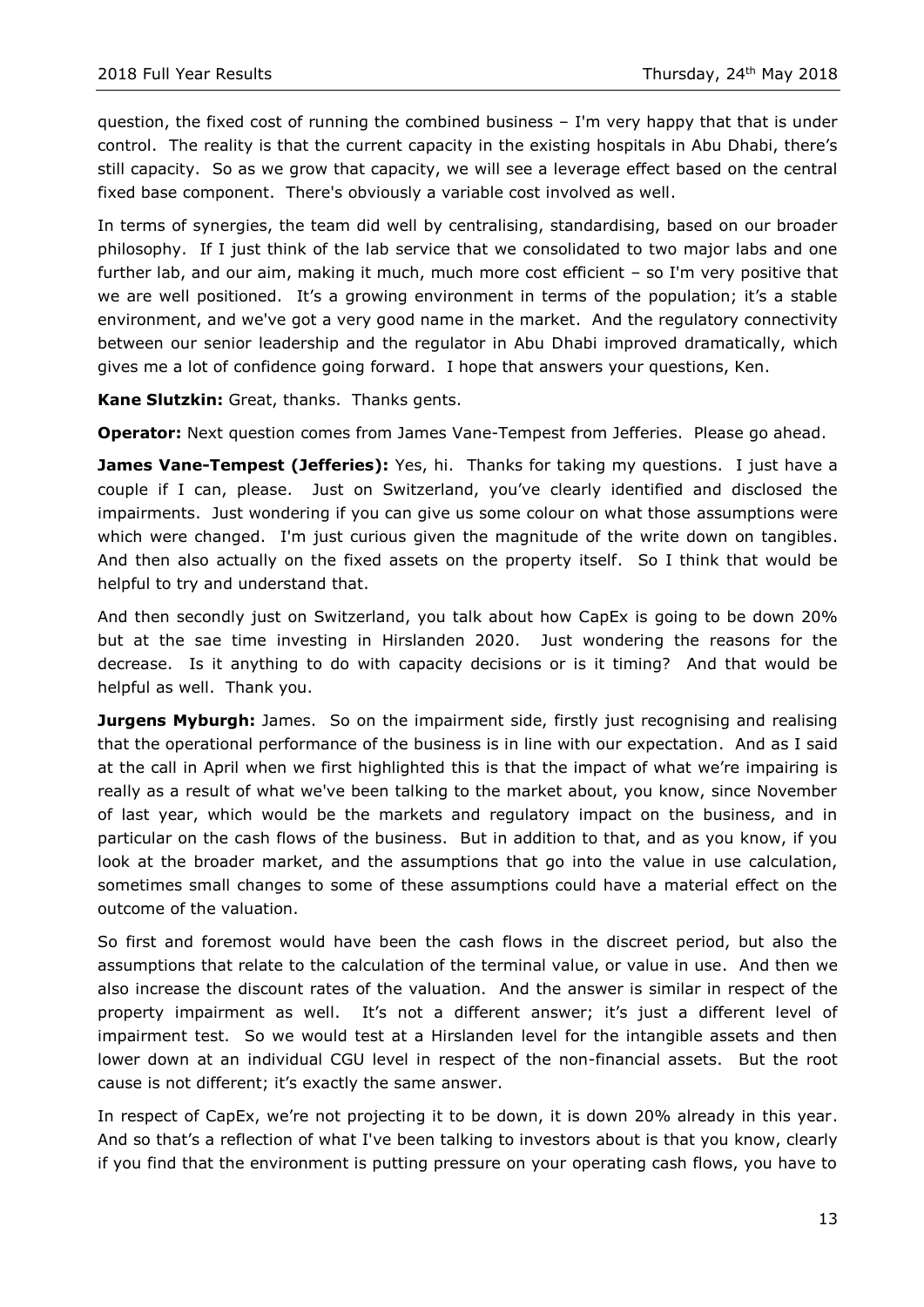question, the fixed cost of running the combined business – I'm very happy that that is under control. The reality is that the current capacity in the existing hospitals in Abu Dhabi, there's still capacity. So as we grow that capacity, we will see a leverage effect based on the central fixed base component. There's obviously a variable cost involved as well.

In terms of synergies, the team did well by centralising, standardising, based on our broader philosophy. If I just think of the lab service that we consolidated to two major labs and one further lab, and our aim, making it much, much more cost efficient – so I'm very positive that we are well positioned. It's a growing environment in terms of the population; it's a stable environment, and we've got a very good name in the market. And the regulatory connectivity between our senior leadership and the regulator in Abu Dhabi improved dramatically, which gives me a lot of confidence going forward. I hope that answers your questions, Ken.

**Kane Slutzkin:** Great, thanks. Thanks gents.

**Operator:** Next question comes from James Vane-Tempest from Jefferies. Please go ahead.

**James Vane-Tempest (Jefferies):** Yes, hi. Thanks for taking my questions. I just have a couple if I can, please. Just on Switzerland, you've clearly identified and disclosed the impairments. Just wondering if you can give us some colour on what those assumptions were which were changed. I'm just curious given the magnitude of the write down on tangibles. And then also actually on the fixed assets on the property itself. So I think that would be helpful to try and understand that.

And then secondly just on Switzerland, you talk about how CapEx is going to be down 20% but at the sae time investing in Hirslanden 2020. Just wondering the reasons for the decrease. Is it anything to do with capacity decisions or is it timing? And that would be helpful as well. Thank you.

**Jurgens Myburgh:** James. So on the impairment side, firstly just recognising and realising that the operational performance of the business is in line with our expectation. And as I said at the call in April when we first highlighted this is that the impact of what we're impairing is really as a result of what we've been talking to the market about, you know, since November of last year, which would be the markets and regulatory impact on the business, and in particular on the cash flows of the business. But in addition to that, and as you know, if you look at the broader market, and the assumptions that go into the value in use calculation, sometimes small changes to some of these assumptions could have a material effect on the outcome of the valuation.

So first and foremost would have been the cash flows in the discreet period, but also the assumptions that relate to the calculation of the terminal value, or value in use. And then we also increase the discount rates of the valuation. And the answer is similar in respect of the property impairment as well. It's not a different answer; it's just a different level of impairment test. So we would test at a Hirslanden level for the intangible assets and then lower down at an individual CGU level in respect of the non-financial assets. But the root cause is not different; it's exactly the same answer.

In respect of CapEx, we're not projecting it to be down, it is down 20% already in this year. And so that's a reflection of what I've been talking to investors about is that you know, clearly if you find that the environment is putting pressure on your operating cash flows, you have to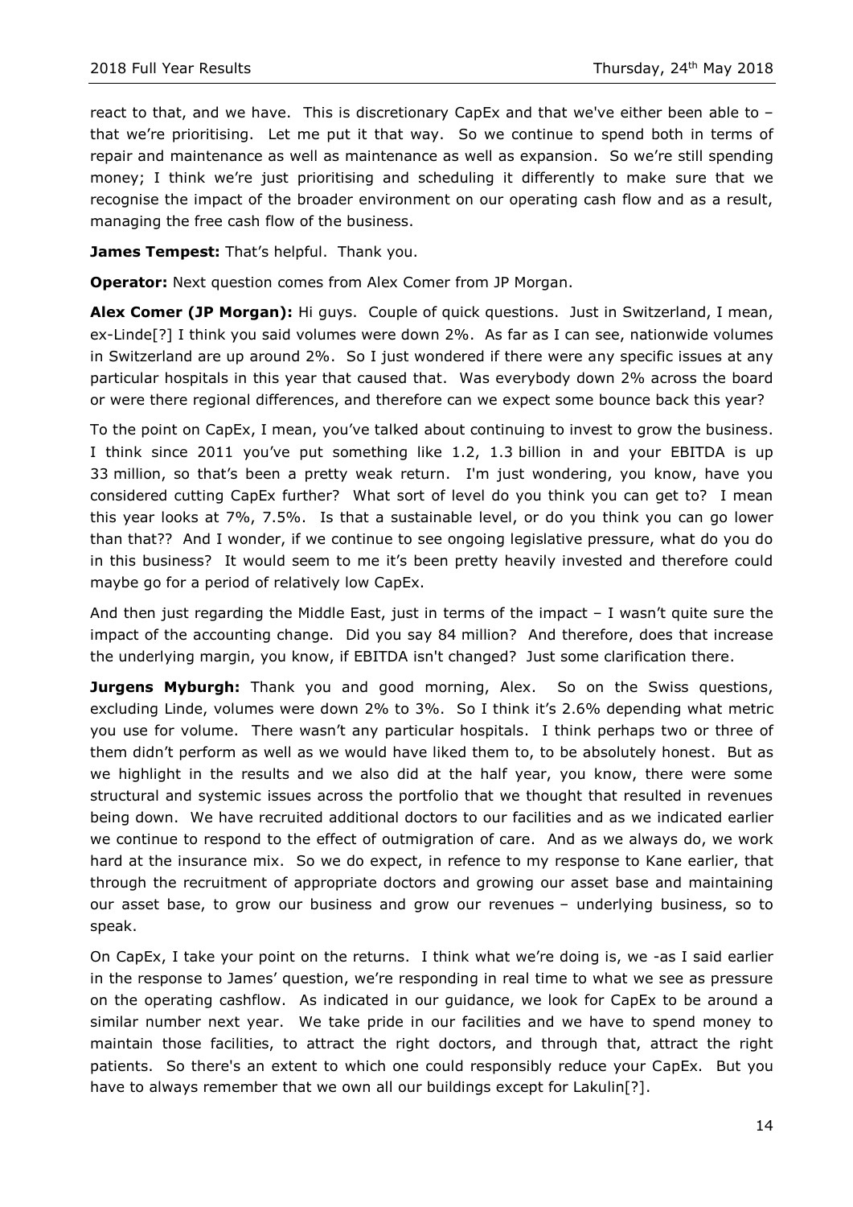react to that, and we have. This is discretionary CapEx and that we've either been able to – that we're prioritising. Let me put it that way. So we continue to spend both in terms of repair and maintenance as well as maintenance as well as expansion. So we're still spending money; I think we're just prioritising and scheduling it differently to make sure that we recognise the impact of the broader environment on our operating cash flow and as a result, managing the free cash flow of the business.

**James Tempest:** That's helpful. Thank you.

**Operator:** Next question comes from Alex Comer from JP Morgan.

**Alex Comer (JP Morgan):** Hi guys. Couple of quick questions. Just in Switzerland, I mean, ex-Linde[?] I think you said volumes were down 2%. As far as I can see, nationwide volumes in Switzerland are up around 2%. So I just wondered if there were any specific issues at any particular hospitals in this year that caused that. Was everybody down 2% across the board or were there regional differences, and therefore can we expect some bounce back this year?

To the point on CapEx, I mean, you've talked about continuing to invest to grow the business. I think since 2011 you've put something like 1.2, 1.3 billion in and your EBITDA is up 33 million, so that's been a pretty weak return. I'm just wondering, you know, have you considered cutting CapEx further? What sort of level do you think you can get to? I mean this year looks at 7%, 7.5%. Is that a sustainable level, or do you think you can go lower than that?? And I wonder, if we continue to see ongoing legislative pressure, what do you do in this business? It would seem to me it's been pretty heavily invested and therefore could maybe go for a period of relatively low CapEx.

And then just regarding the Middle East, just in terms of the impact – I wasn't quite sure the impact of the accounting change. Did you say 84 million? And therefore, does that increase the underlying margin, you know, if EBITDA isn't changed? Just some clarification there.

**Jurgens Myburgh:** Thank you and good morning, Alex. So on the Swiss questions, excluding Linde, volumes were down 2% to 3%. So I think it's 2.6% depending what metric you use for volume. There wasn't any particular hospitals. I think perhaps two or three of them didn't perform as well as we would have liked them to, to be absolutely honest. But as we highlight in the results and we also did at the half year, you know, there were some structural and systemic issues across the portfolio that we thought that resulted in revenues being down. We have recruited additional doctors to our facilities and as we indicated earlier we continue to respond to the effect of outmigration of care. And as we always do, we work hard at the insurance mix. So we do expect, in refence to my response to Kane earlier, that through the recruitment of appropriate doctors and growing our asset base and maintaining our asset base, to grow our business and grow our revenues – underlying business, so to speak.

On CapEx, I take your point on the returns. I think what we're doing is, we -as I said earlier in the response to James' question, we're responding in real time to what we see as pressure on the operating cashflow. As indicated in our guidance, we look for CapEx to be around a similar number next year. We take pride in our facilities and we have to spend money to maintain those facilities, to attract the right doctors, and through that, attract the right patients. So there's an extent to which one could responsibly reduce your CapEx. But you have to always remember that we own all our buildings except for Lakulin[?].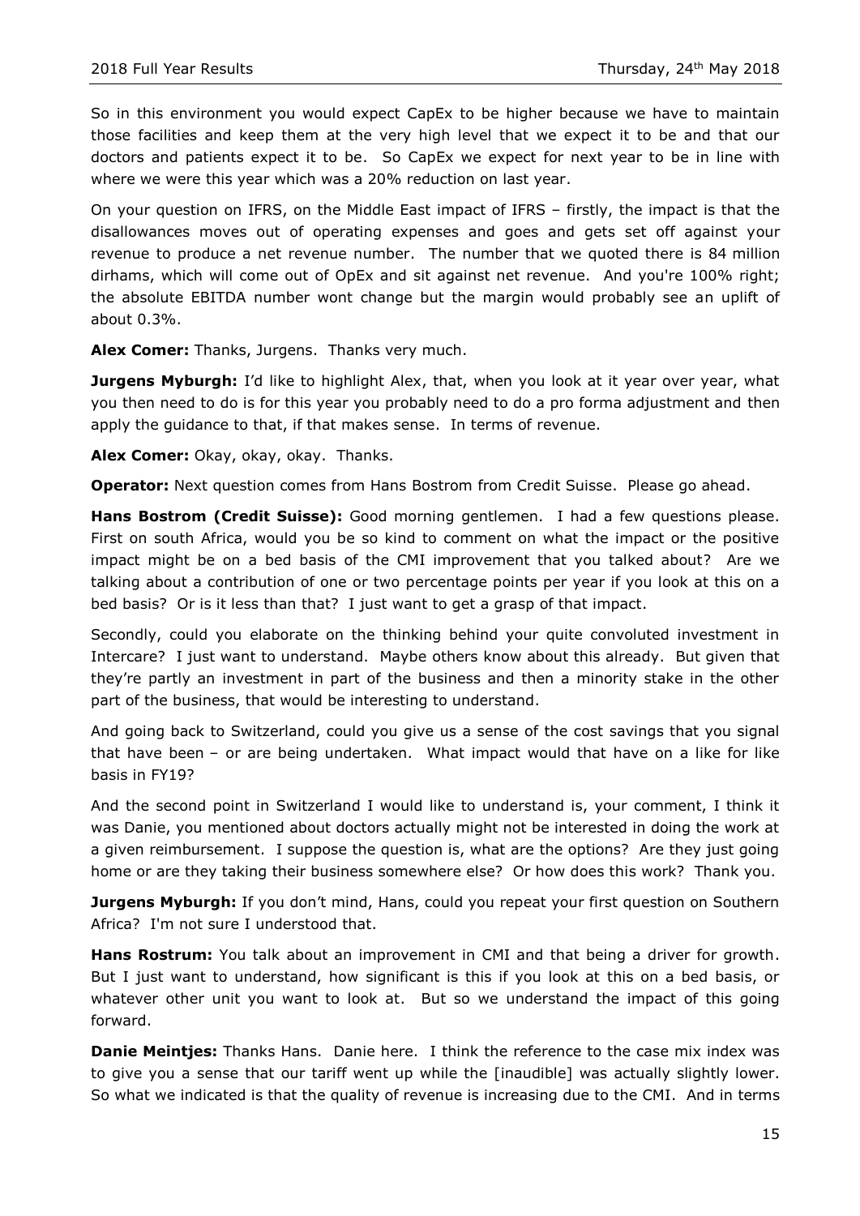So in this environment you would expect CapEx to be higher because we have to maintain those facilities and keep them at the very high level that we expect it to be and that our doctors and patients expect it to be. So CapEx we expect for next year to be in line with where we were this year which was a 20% reduction on last year.

On your question on IFRS, on the Middle East impact of IFRS – firstly, the impact is that the disallowances moves out of operating expenses and goes and gets set off against your revenue to produce a net revenue number. The number that we quoted there is 84 million dirhams, which will come out of OpEx and sit against net revenue. And you're 100% right; the absolute EBITDA number wont change but the margin would probably see an uplift of about 0.3%.

**Alex Comer:** Thanks, Jurgens. Thanks very much.

**Jurgens Myburgh:** I'd like to highlight Alex, that, when you look at it year over year, what you then need to do is for this year you probably need to do a pro forma adjustment and then apply the guidance to that, if that makes sense. In terms of revenue.

**Alex Comer:** Okay, okay, okay. Thanks.

**Operator:** Next question comes from Hans Bostrom from Credit Suisse. Please go ahead.

**Hans Bostrom (Credit Suisse):** Good morning gentlemen. I had a few questions please. First on south Africa, would you be so kind to comment on what the impact or the positive impact might be on a bed basis of the CMI improvement that you talked about? Are we talking about a contribution of one or two percentage points per year if you look at this on a bed basis? Or is it less than that? I just want to get a grasp of that impact.

Secondly, could you elaborate on the thinking behind your quite convoluted investment in Intercare? I just want to understand. Maybe others know about this already. But given that they're partly an investment in part of the business and then a minority stake in the other part of the business, that would be interesting to understand.

And going back to Switzerland, could you give us a sense of the cost savings that you signal that have been – or are being undertaken. What impact would that have on a like for like basis in FY19?

And the second point in Switzerland I would like to understand is, your comment, I think it was Danie, you mentioned about doctors actually might not be interested in doing the work at a given reimbursement. I suppose the question is, what are the options? Are they just going home or are they taking their business somewhere else? Or how does this work? Thank you.

**Jurgens Myburgh:** If you don't mind, Hans, could you repeat your first question on Southern Africa? I'm not sure I understood that.

**Hans Rostrum:** You talk about an improvement in CMI and that being a driver for growth. But I just want to understand, how significant is this if you look at this on a bed basis, or whatever other unit you want to look at. But so we understand the impact of this going forward.

**Danie Meintjes:** Thanks Hans. Danie here. I think the reference to the case mix index was to give you a sense that our tariff went up while the [inaudible] was actually slightly lower. So what we indicated is that the quality of revenue is increasing due to the CMI. And in terms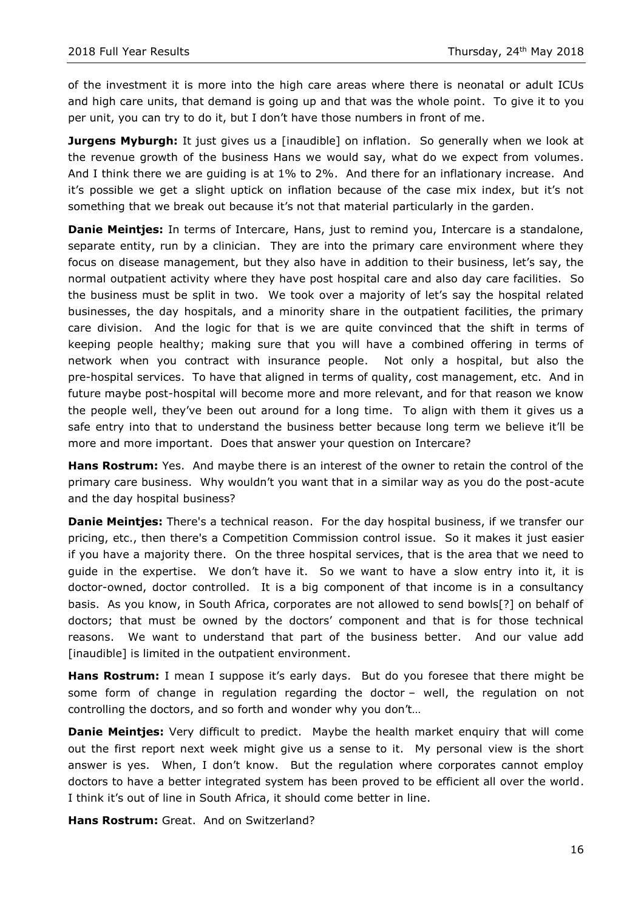of the investment it is more into the high care areas where there is neonatal or adult ICUs and high care units, that demand is going up and that was the whole point. To give it to you per unit, you can try to do it, but I don't have those numbers in front of me.

**Jurgens Myburgh:** It just gives us a [inaudible] on inflation. So generally when we look at the revenue growth of the business Hans we would say, what do we expect from volumes. And I think there we are guiding is at 1% to 2%. And there for an inflationary increase. And it's possible we get a slight uptick on inflation because of the case mix index, but it's not something that we break out because it's not that material particularly in the garden.

**Danie Meintjes:** In terms of Intercare, Hans, just to remind you, Intercare is a standalone, separate entity, run by a clinician. They are into the primary care environment where they focus on disease management, but they also have in addition to their business, let's say, the normal outpatient activity where they have post hospital care and also day care facilities. So the business must be split in two. We took over a majority of let's say the hospital related businesses, the day hospitals, and a minority share in the outpatient facilities, the primary care division. And the logic for that is we are quite convinced that the shift in terms of keeping people healthy; making sure that you will have a combined offering in terms of network when you contract with insurance people. Not only a hospital, but also the pre-hospital services. To have that aligned in terms of quality, cost management, etc. And in future maybe post-hospital will become more and more relevant, and for that reason we know the people well, they've been out around for a long time. To align with them it gives us a safe entry into that to understand the business better because long term we believe it'll be more and more important. Does that answer your question on Intercare?

**Hans Rostrum:** Yes. And maybe there is an interest of the owner to retain the control of the primary care business. Why wouldn't you want that in a similar way as you do the post-acute and the day hospital business?

**Danie Meintjes:** There's a technical reason. For the day hospital business, if we transfer our pricing, etc., then there's a Competition Commission control issue. So it makes it just easier if you have a majority there. On the three hospital services, that is the area that we need to guide in the expertise. We don't have it. So we want to have a slow entry into it, it is doctor-owned, doctor controlled. It is a big component of that income is in a consultancy basis. As you know, in South Africa, corporates are not allowed to send bowls[?] on behalf of doctors; that must be owned by the doctors' component and that is for those technical reasons. We want to understand that part of the business better. And our value add [inaudible] is limited in the outpatient environment.

**Hans Rostrum:** I mean I suppose it's early days. But do you foresee that there might be some form of change in regulation regarding the doctor – well, the regulation on not controlling the doctors, and so forth and wonder why you don't…

**Danie Meintjes:** Very difficult to predict. Maybe the health market enquiry that will come out the first report next week might give us a sense to it. My personal view is the short answer is yes. When, I don't know. But the regulation where corporates cannot employ doctors to have a better integrated system has been proved to be efficient all over the world. I think it's out of line in South Africa, it should come better in line.

**Hans Rostrum:** Great. And on Switzerland?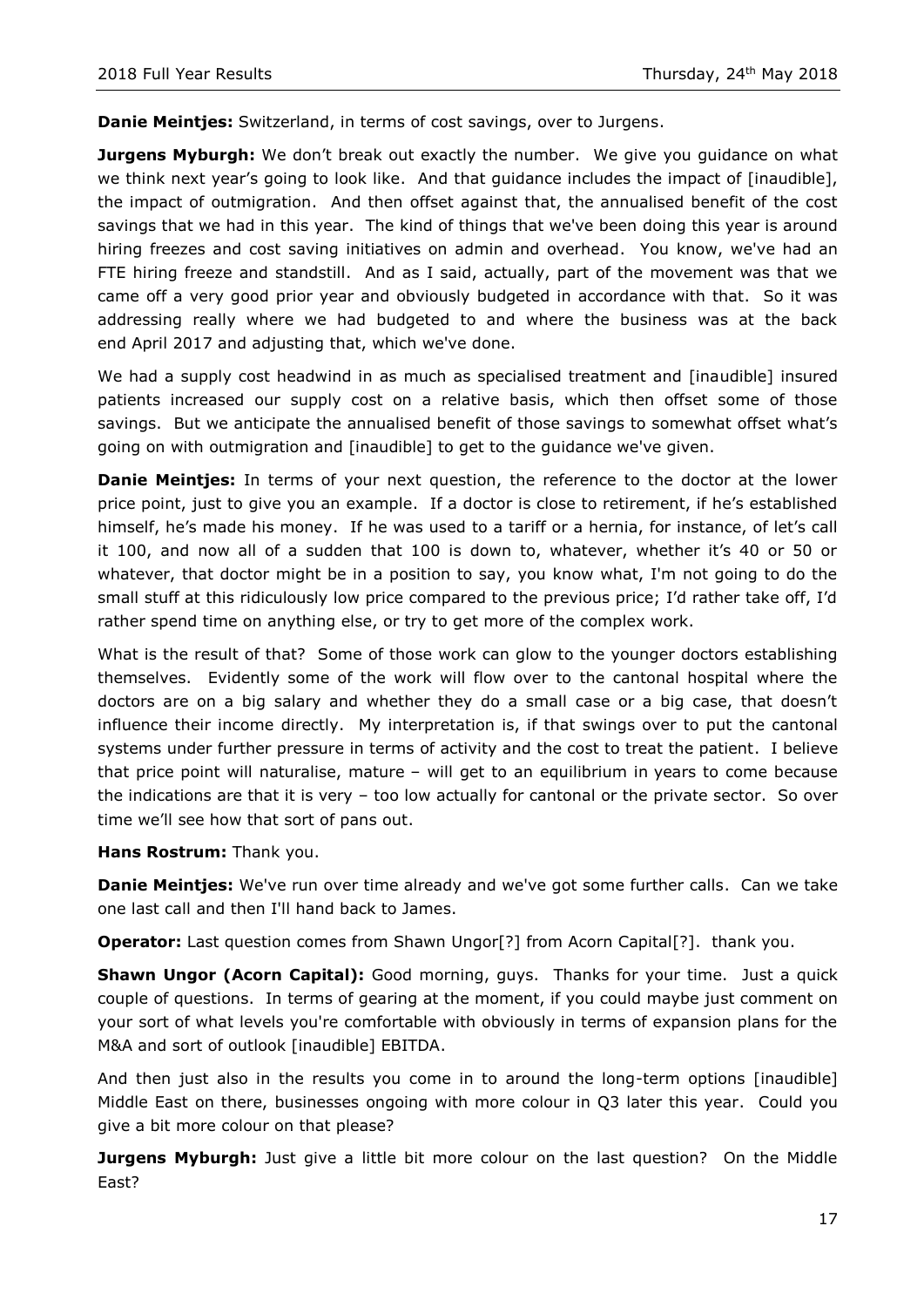**Danie Meintjes:** Switzerland, in terms of cost savings, over to Jurgens.

**Jurgens Myburgh:** We don't break out exactly the number. We give you guidance on what we think next year's going to look like. And that guidance includes the impact of [inaudible], the impact of outmigration. And then offset against that, the annualised benefit of the cost savings that we had in this year. The kind of things that we've been doing this year is around hiring freezes and cost saving initiatives on admin and overhead. You know, we've had an FTE hiring freeze and standstill. And as I said, actually, part of the movement was that we came off a very good prior year and obviously budgeted in accordance with that. So it was addressing really where we had budgeted to and where the business was at the back end April 2017 and adjusting that, which we've done.

We had a supply cost headwind in as much as specialised treatment and [inaudible] insured patients increased our supply cost on a relative basis, which then offset some of those savings. But we anticipate the annualised benefit of those savings to somewhat offset what's going on with outmigration and [inaudible] to get to the guidance we've given.

**Danie Meintjes:** In terms of your next question, the reference to the doctor at the lower price point, just to give you an example. If a doctor is close to retirement, if he's established himself, he's made his money. If he was used to a tariff or a hernia, for instance, of let's call it 100, and now all of a sudden that 100 is down to, whatever, whether it's 40 or 50 or whatever, that doctor might be in a position to say, you know what, I'm not going to do the small stuff at this ridiculously low price compared to the previous price; I'd rather take off, I'd rather spend time on anything else, or try to get more of the complex work.

What is the result of that? Some of those work can glow to the younger doctors establishing themselves. Evidently some of the work will flow over to the cantonal hospital where the doctors are on a big salary and whether they do a small case or a big case, that doesn't influence their income directly. My interpretation is, if that swings over to put the cantonal systems under further pressure in terms of activity and the cost to treat the patient. I believe that price point will naturalise, mature – will get to an equilibrium in years to come because the indications are that it is very – too low actually for cantonal or the private sector. So over time we'll see how that sort of pans out.

**Hans Rostrum:** Thank you.

**Danie Meintjes:** We've run over time already and we've got some further calls. Can we take one last call and then I'll hand back to James.

**Operator:** Last question comes from Shawn Ungor[?] from Acorn Capital[?]. thank you.

**Shawn Ungor (Acorn Capital):** Good morning, guys. Thanks for your time. Just a quick couple of questions. In terms of gearing at the moment, if you could maybe just comment on your sort of what levels you're comfortable with obviously in terms of expansion plans for the M&A and sort of outlook [inaudible] EBITDA.

And then just also in the results you come in to around the long-term options [inaudible] Middle East on there, businesses ongoing with more colour in Q3 later this year. Could you give a bit more colour on that please?

**Jurgens Myburgh:** Just give a little bit more colour on the last question? On the Middle East?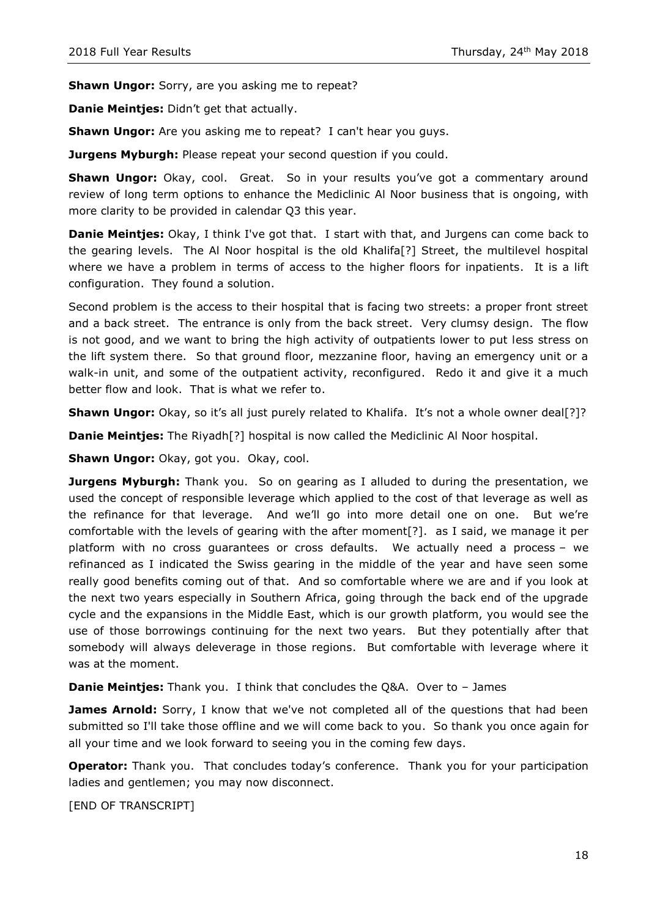**Shawn Ungor:** Sorry, are you asking me to repeat?

**Danie Meintjes:** Didn't get that actually.

**Shawn Ungor:** Are you asking me to repeat? I can't hear you guys.

**Jurgens Myburgh:** Please repeat your second question if you could.

**Shawn Ungor:** Okay, cool. Great. So in your results you've got a commentary around review of long term options to enhance the Mediclinic Al Noor business that is ongoing, with more clarity to be provided in calendar Q3 this year.

**Danie Meintjes:** Okay, I think I've got that. I start with that, and Jurgens can come back to the gearing levels. The Al Noor hospital is the old Khalifa[?] Street, the multilevel hospital where we have a problem in terms of access to the higher floors for inpatients. It is a lift configuration. They found a solution.

Second problem is the access to their hospital that is facing two streets: a proper front street and a back street. The entrance is only from the back street. Very clumsy design. The flow is not good, and we want to bring the high activity of outpatients lower to put less stress on the lift system there. So that ground floor, mezzanine floor, having an emergency unit or a walk-in unit, and some of the outpatient activity, reconfigured. Redo it and give it a much better flow and look. That is what we refer to.

**Shawn Ungor:** Okay, so it's all just purely related to Khalifa. It's not a whole owner deal[?]?

**Danie Meintjes:** The Riyadh[?] hospital is now called the Mediclinic Al Noor hospital.

**Shawn Ungor:** Okay, got you. Okay, cool.

**Jurgens Myburgh:** Thank you. So on gearing as I alluded to during the presentation, we used the concept of responsible leverage which applied to the cost of that leverage as well as the refinance for that leverage. And we'll go into more detail one on one. But we're comfortable with the levels of gearing with the after moment[?]. as I said, we manage it per platform with no cross guarantees or cross defaults. We actually need a process – we refinanced as I indicated the Swiss gearing in the middle of the year and have seen some really good benefits coming out of that. And so comfortable where we are and if you look at the next two years especially in Southern Africa, going through the back end of the upgrade cycle and the expansions in the Middle East, which is our growth platform, you would see the use of those borrowings continuing for the next two years. But they potentially after that somebody will always deleverage in those regions. But comfortable with leverage where it was at the moment.

**Danie Meintjes:** Thank you. I think that concludes the Q&A. Over to – James

**James Arnold:** Sorry, I know that we've not completed all of the questions that had been submitted so I'll take those offline and we will come back to you. So thank you once again for all your time and we look forward to seeing you in the coming few days.

**Operator:** Thank you. That concludes today's conference. Thank you for your participation ladies and gentlemen; you may now disconnect.

[END OF TRANSCRIPT]